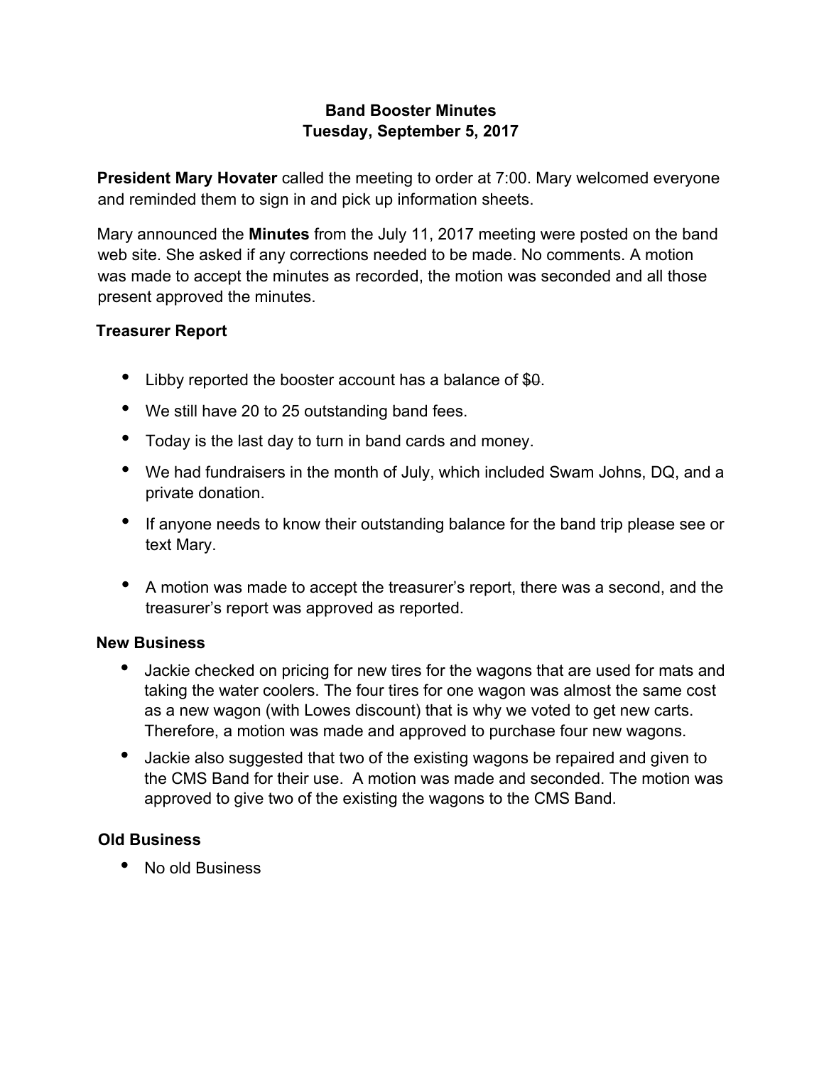# Band Booster Minutes
## Tuesday, September 5, 2017

**President Mary Hovater** called the meeting to order at 7:00. Mary welcomed everyone and reminded them to sign in and pick up information sheets.

Mary announced the **Minutes** from the July 11, 2017 meeting were posted on the band web site. She asked if any corrections needed to be made. No comments. A motion was made to accept the minutes as recorded, the motion was seconded and all those present approved the minutes.

### Treasurer Report

- Libby reported the booster account has a balance of ~~$0~~.
- We still have 20 to 25 outstanding band fees.
- Today is the last day to turn in band cards and money.
- We had fundraisers in the month of July, which included Swam Johns, DQ, and a private donation.
- If anyone needs to know their outstanding balance for the band trip please see or text Mary.
- A motion was made to accept the treasurer's report, there was a second, and the treasurer's report was approved as reported.

### New Business

- Jackie checked on pricing for new tires for the wagons that are used for mats and taking the water coolers. The four tires for one wagon was almost the same cost as a new wagon (with Lowes discount) that is why we voted to get new carts. Therefore, a motion was made and approved to purchase four new wagons.
- Jackie also suggested that two of the existing wagons be repaired and given to the CMS Band for their use. A motion was made and seconded. The motion was approved to give two of the existing the wagons to the CMS Band.

### Old Business

- No old Business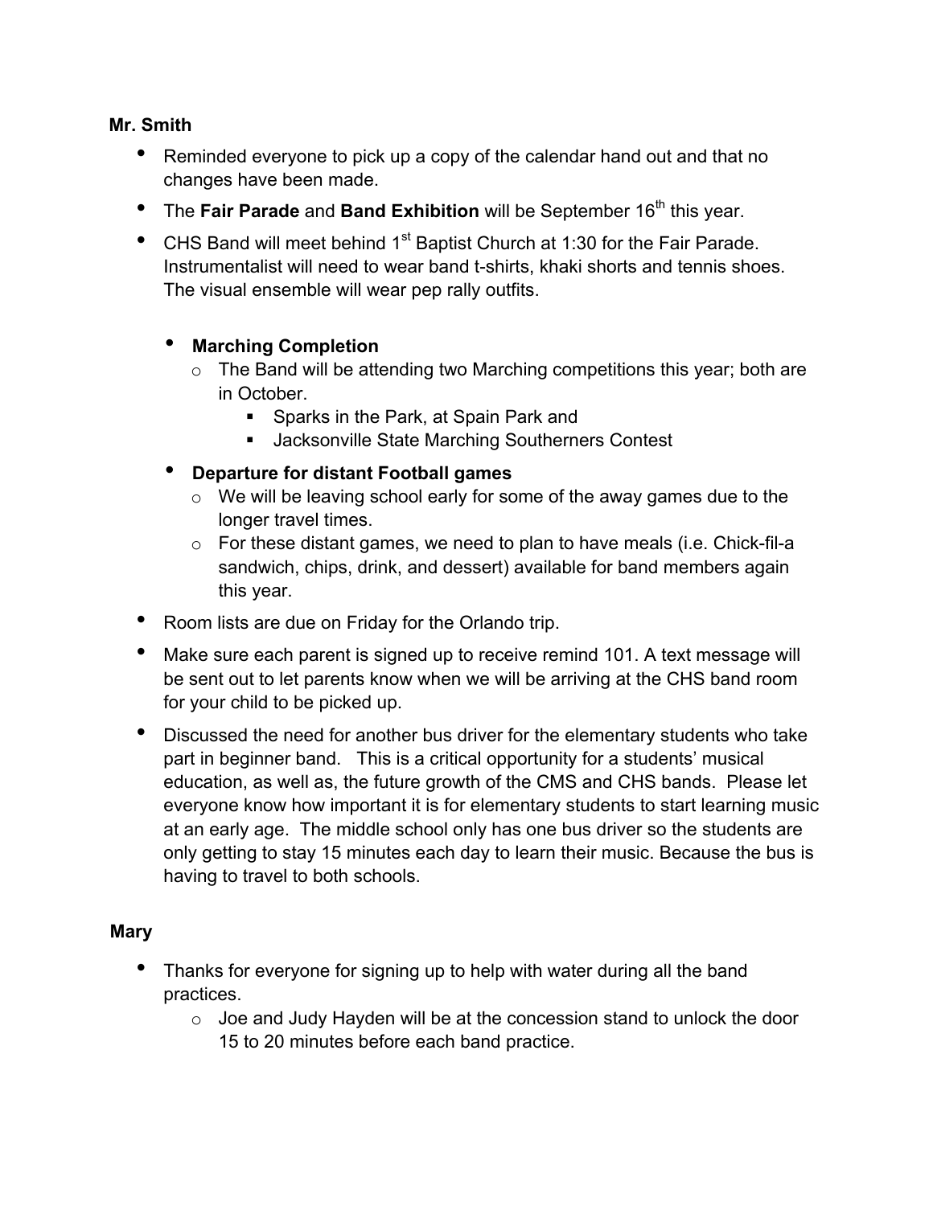**Mr. Smith**

- Reminded everyone to pick up a copy of the calendar hand out and that no changes have been made.
- The **Fair Parade** and **Band Exhibition** will be September 16th this year.
- CHS Band will meet behind 1st Baptist Church at 1:30 for the Fair Parade. Instrumentalist will need to wear band t-shirts, khaki shorts and tennis shoes. The visual ensemble will wear pep rally outfits.

  - **Marching Completion**
    - The Band will be attending two Marching competitions this year; both are in October.
      - Sparks in the Park, at Spain Park and
      - Jacksonville State Marching Southerners Contest
  - **Departure for distant Football games**
    - We will be leaving school early for some of the away games due to the longer travel times.
    - For these distant games, we need to plan to have meals (i.e. Chick-fil-a sandwich, chips, drink, and dessert) available for band members again this year.
- Room lists are due on Friday for the Orlando trip.
- Make sure each parent is signed up to receive remind 101. A text message will be sent out to let parents know when we will be arriving at the CHS band room for your child to be picked up.
- Discussed the need for another bus driver for the elementary students who take part in beginner band. This is a critical opportunity for a students' musical education, as well as, the future growth of the CMS and CHS bands. Please let everyone know how important it is for elementary students to start learning music at an early age. The middle school only has one bus driver so the students are only getting to stay 15 minutes each day to learn their music. Because the bus is having to travel to both schools.

**Mary**

- Thanks for everyone for signing up to help with water during all the band practices.
  - Joe and Judy Hayden will be at the concession stand to unlock the door 15 to 20 minutes before each band practice.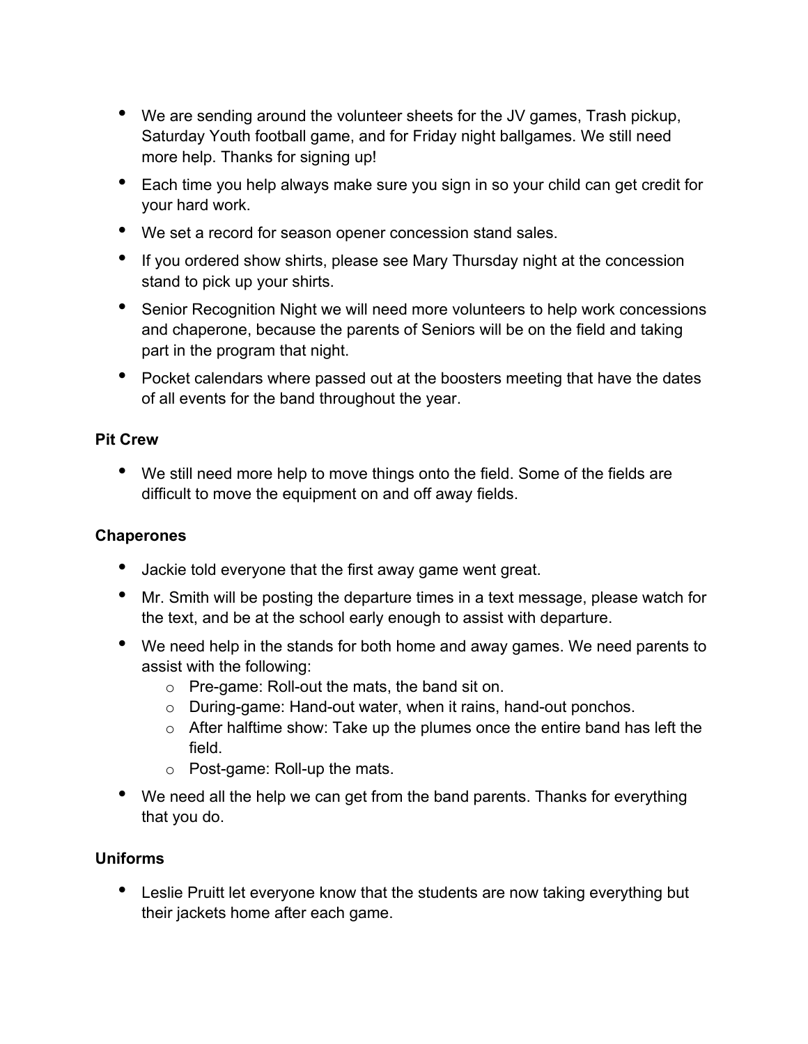- We are sending around the volunteer sheets for the JV games, Trash pickup, Saturday Youth football game, and for Friday night ballgames. We still need more help. Thanks for signing up!
- Each time you help always make sure you sign in so your child can get credit for your hard work.
- We set a record for season opener concession stand sales.
- If you ordered show shirts, please see Mary Thursday night at the concession stand to pick up your shirts.
- Senior Recognition Night we will need more volunteers to help work concessions and chaperone, because the parents of Seniors will be on the field and taking part in the program that night.
- Pocket calendars where passed out at the boosters meeting that have the dates of all events for the band throughout the year.

**Pit Crew**

- We still need more help to move things onto the field. Some of the fields are difficult to move the equipment on and off away fields.

**Chaperones**

- Jackie told everyone that the first away game went great.
- Mr. Smith will be posting the departure times in a text message, please watch for the text, and be at the school early enough to assist with departure.
- We need help in the stands for both home and away games. We need parents to assist with the following:
  - Pre-game: Roll-out the mats, the band sit on.
  - During-game: Hand-out water, when it rains, hand-out ponchos.
  - After halftime show: Take up the plumes once the entire band has left the field.
  - Post-game: Roll-up the mats.
- We need all the help we can get from the band parents. Thanks for everything that you do.

**Uniforms**

- Leslie Pruitt let everyone know that the students are now taking everything but their jackets home after each game.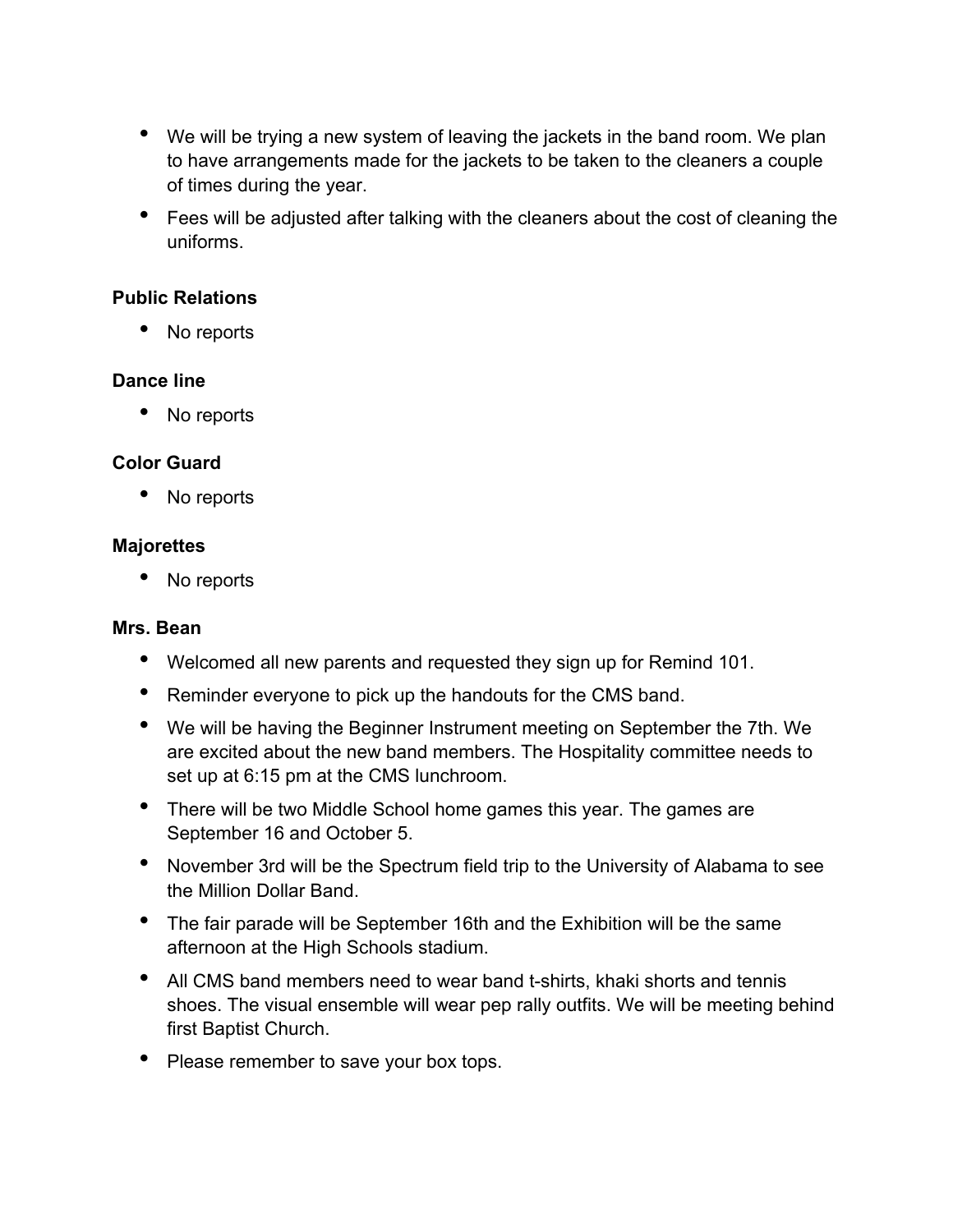- We will be trying a new system of leaving the jackets in the band room. We plan to have arrangements made for the jackets to be taken to the cleaners a couple of times during the year.
- Fees will be adjusted after talking with the cleaners about the cost of cleaning the uniforms.

**Public Relations**

- No reports

**Dance line**

- No reports

**Color Guard**

- No reports

**Majorettes**

- No reports

**Mrs. Bean**

- Welcomed all new parents and requested they sign up for Remind 101.
- Reminder everyone to pick up the handouts for the CMS band.
- We will be having the Beginner Instrument meeting on September the 7th. We are excited about the new band members. The Hospitality committee needs to set up at 6:15 pm at the CMS lunchroom.
- There will be two Middle School home games this year. The games are September 16 and October 5.
- November 3rd will be the Spectrum field trip to the University of Alabama to see the Million Dollar Band.
- The fair parade will be September 16th and the Exhibition will be the same afternoon at the High Schools stadium.
- All CMS band members need to wear band t-shirts, khaki shorts and tennis shoes. The visual ensemble will wear pep rally outfits. We will be meeting behind first Baptist Church.
- Please remember to save your box tops.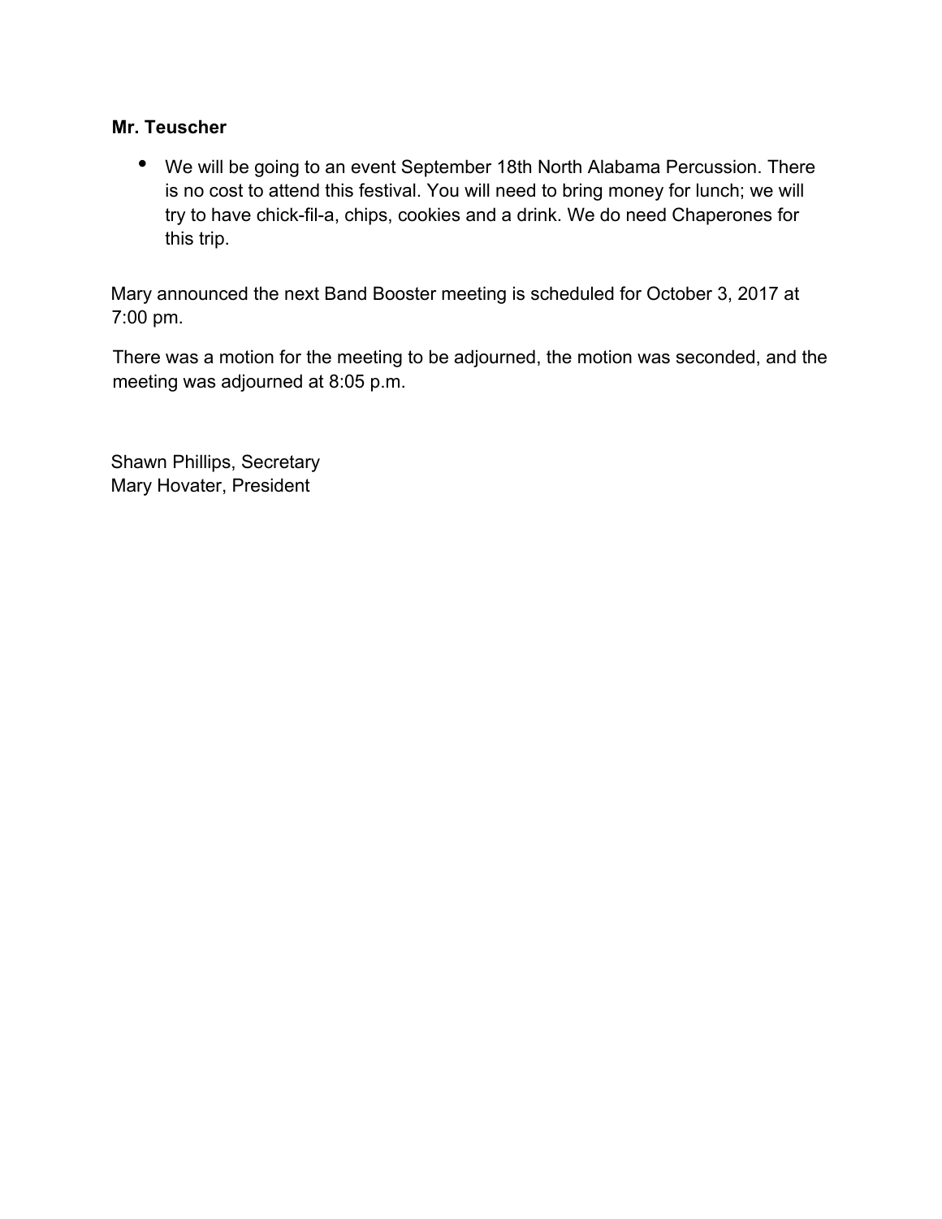**Mr. Teuscher**

- We will be going to an event September 18th North Alabama Percussion. There is no cost to attend this festival. You will need to bring money for lunch; we will try to have chick-fil-a, chips, cookies and a drink. We do need Chaperones for this trip.

Mary announced the next Band Booster meeting is scheduled for October 3, 2017 at 7:00 pm.

There was a motion for the meeting to be adjourned, the motion was seconded, and the meeting was adjourned at 8:05 p.m.

Shawn Phillips, Secretary
Mary Hovater, President